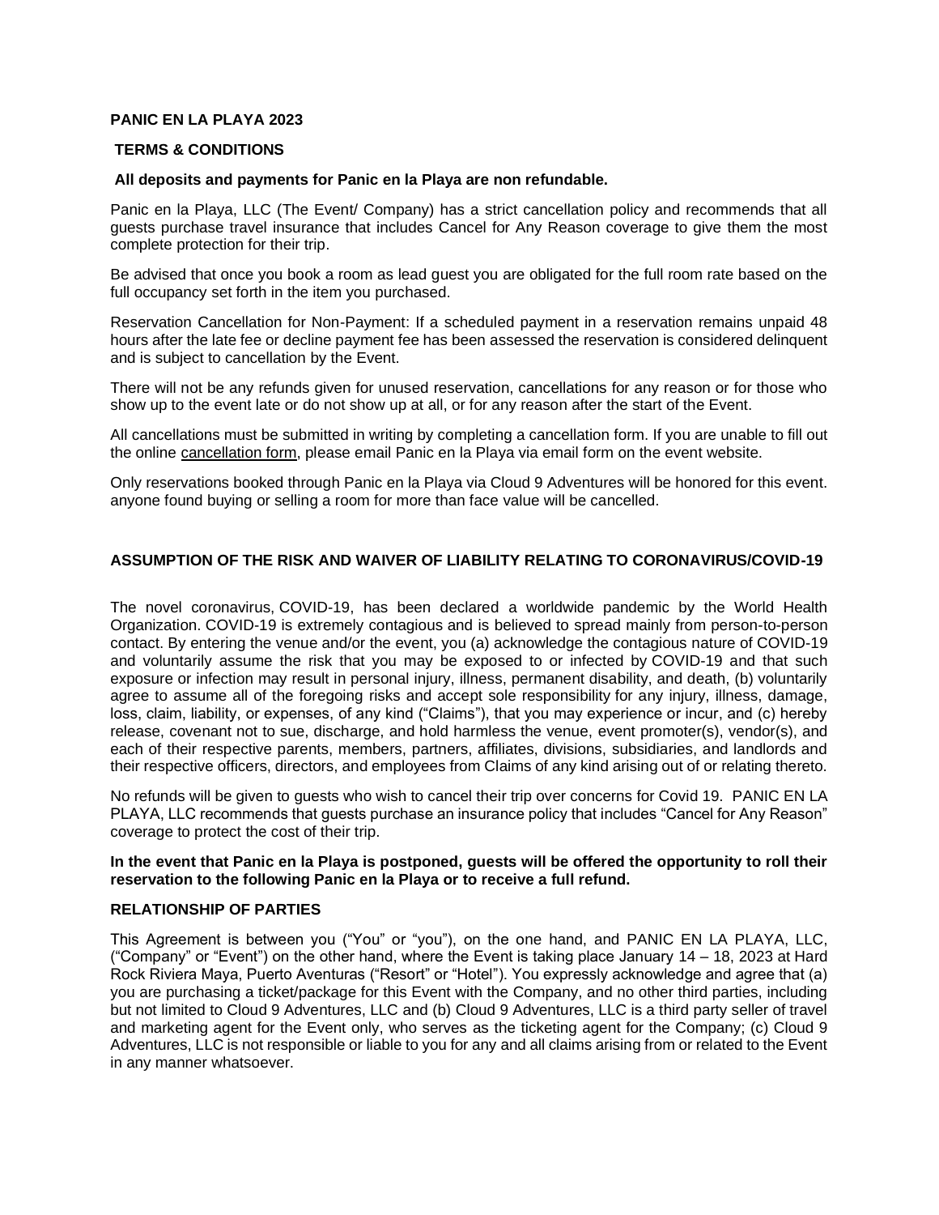**PANIC EN LA PLAYA 2023**

**TERMS & CONDITIONS**

**All deposits and payments for Panic en la Playa are non refundable.**

Panic en la Playa, LLC (The Event/ Company) has a strict cancellation policy and recommends that all guests purchase travel insurance that includes Cancel for Any Reason coverage to give them the most complete protection for their trip.

Be advised that once you book a room as lead guest you are obligated for the full room rate based on the full occupancy set forth in the item you purchased.

Reservation Cancellation for Non-Payment: If a scheduled payment in a reservation remains unpaid 48 hours after the late fee or decline payment fee has been assessed the reservation is considered delinquent and is subject to cancellation by the Event.

There will not be any refunds given for unused reservation, cancellations for any reason or for those who show up to the event late or do not show up at all, or for any reason after the start of the Event.

All cancellations must be submitted in writing by completing a cancellation form. If you are unable to fill out the online cancellation form, please email Panic en la Playa via email form on the event website.

Only reservations booked through Panic en la Playa via Cloud 9 Adventures will be honored for this event. anyone found buying or selling a room for more than face value will be cancelled.

**ASSUMPTION OF THE RISK AND WAIVER OF LIABILITY RELATING TO CORONAVIRUS/COVID-19**

The novel coronavirus, COVID-19, has been declared a worldwide pandemic by the World Health Organization. COVID-19 is extremely contagious and is believed to spread mainly from person-to-person contact. By entering the venue and/or the event, you (a) acknowledge the contagious nature of COVID-19 and voluntarily assume the risk that you may be exposed to or infected by COVID-19 and that such exposure or infection may result in personal injury, illness, permanent disability, and death, (b) voluntarily agree to assume all of the foregoing risks and accept sole responsibility for any injury, illness, damage, loss, claim, liability, or expenses, of any kind ("Claims"), that you may experience or incur, and (c) hereby release, covenant not to sue, discharge, and hold harmless the venue, event promoter(s), vendor(s), and each of their respective parents, members, partners, affiliates, divisions, subsidiaries, and landlords and their respective officers, directors, and employees from Claims of any kind arising out of or relating thereto.

No refunds will be given to guests who wish to cancel their trip over concerns for Covid 19. PANIC EN LA PLAYA, LLC recommends that guests purchase an insurance policy that includes "Cancel for Any Reason" coverage to protect the cost of their trip.

**In the event that Panic en la Playa is postponed, guests will be offered the opportunity to roll their reservation to the following Panic en la Playa or to receive a full refund.**

**RELATIONSHIP OF PARTIES**

This Agreement is between you ("You" or "you"), on the one hand, and PANIC EN LA PLAYA, LLC, ("Company" or "Event") on the other hand, where the Event is taking place January 14 – 18, 2023 at Hard Rock Riviera Maya, Puerto Aventuras ("Resort" or "Hotel"). You expressly acknowledge and agree that (a) you are purchasing a ticket/package for this Event with the Company, and no other third parties, including but not limited to Cloud 9 Adventures, LLC and (b) Cloud 9 Adventures, LLC is a third party seller of travel and marketing agent for the Event only, who serves as the ticketing agent for the Company; (c) Cloud 9 Adventures, LLC is not responsible or liable to you for any and all claims arising from or related to the Event in any manner whatsoever.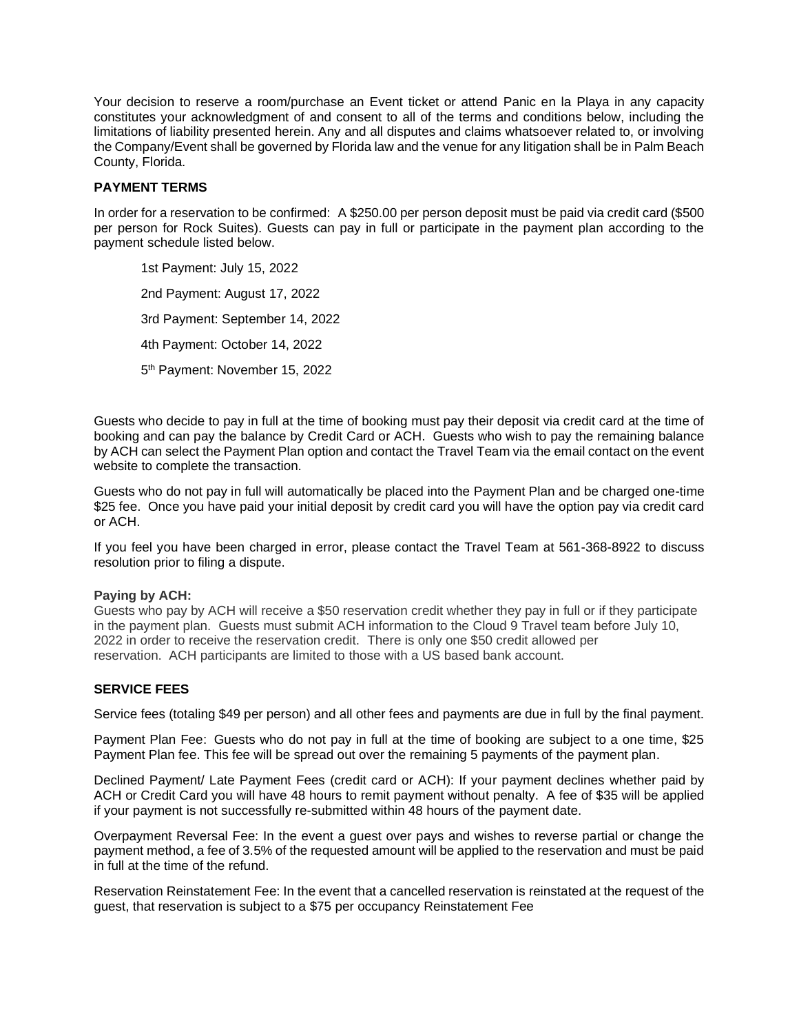Your decision to reserve a room/purchase an Event ticket or attend Panic en la Playa in any capacity constitutes your acknowledgment of and consent to all of the terms and conditions below, including the limitations of liability presented herein. Any and all disputes and claims whatsoever related to, or involving the Company/Event shall be governed by Florida law and the venue for any litigation shall be in Palm Beach County, Florida.

**PAYMENT TERMS**

In order for a reservation to be confirmed: A $250.00 per person deposit must be paid via credit card ($500 per person for Rock Suites). Guests can pay in full or participate in the payment plan according to the payment schedule listed below.

1st Payment: July 15, 2022

2nd Payment: August 17, 2022

3rd Payment: September 14, 2022

4th Payment: October 14, 2022

5th Payment: November 15, 2022

Guests who decide to pay in full at the time of booking must pay their deposit via credit card at the time of booking and can pay the balance by Credit Card or ACH. Guests who wish to pay the remaining balance by ACH can select the Payment Plan option and contact the Travel Team via the email contact on the event website to complete the transaction.

Guests who do not pay in full will automatically be placed into the Payment Plan and be charged one-time $25 fee. Once you have paid your initial deposit by credit card you will have the option pay via credit card or ACH.

If you feel you have been charged in error, please contact the Travel Team at 561-368-8922 to discuss resolution prior to filing a dispute.

**Paying by ACH:**

Guests who pay by ACH will receive a $50 reservation credit whether they pay in full or if they participate in the payment plan. Guests must submit ACH information to the Cloud 9 Travel team before July 10, 2022 in order to receive the reservation credit. There is only one $50 credit allowed per reservation. ACH participants are limited to those with a US based bank account.

**SERVICE FEES**

Service fees (totaling $49 per person) and all other fees and payments are due in full by the final payment.

Payment Plan Fee: Guests who do not pay in full at the time of booking are subject to a one time, $25 Payment Plan fee. This fee will be spread out over the remaining 5 payments of the payment plan.

Declined Payment/ Late Payment Fees (credit card or ACH): If your payment declines whether paid by ACH or Credit Card you will have 48 hours to remit payment without penalty. A fee of $35 will be applied if your payment is not successfully re-submitted within 48 hours of the payment date.

Overpayment Reversal Fee: In the event a guest over pays and wishes to reverse partial or change the payment method, a fee of 3.5% of the requested amount will be applied to the reservation and must be paid in full at the time of the refund.

Reservation Reinstatement Fee: In the event that a cancelled reservation is reinstated at the request of the guest, that reservation is subject to a $75 per occupancy Reinstatement Fee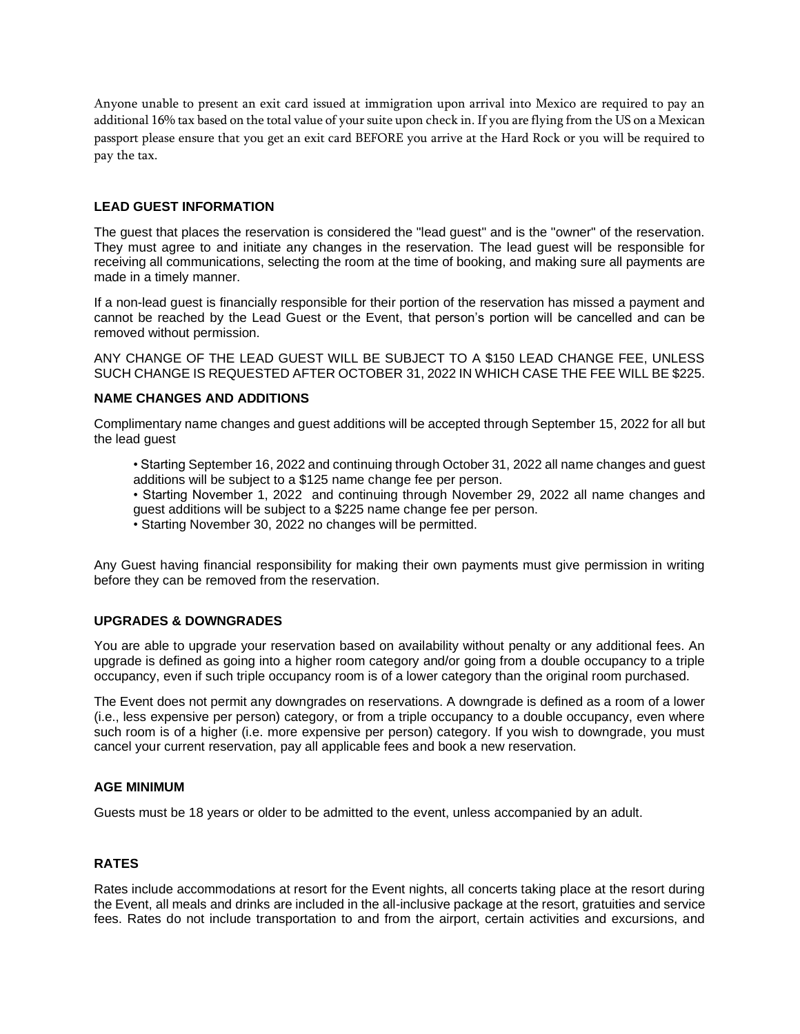Anyone unable to present an exit card issued at immigration upon arrival into Mexico are required to pay an additional 16% tax based on the total value of your suite upon check in. If you are flying from the US on a Mexican passport please ensure that you get an exit card BEFORE you arrive at the Hard Rock or you will be required to pay the tax.

### LEAD GUEST INFORMATION

The guest that places the reservation is considered the "lead guest" and is the "owner" of the reservation. They must agree to and initiate any changes in the reservation. The lead guest will be responsible for receiving all communications, selecting the room at the time of booking, and making sure all payments are made in a timely manner.

If a non-lead guest is financially responsible for their portion of the reservation has missed a payment and cannot be reached by the Lead Guest or the Event, that person's portion will be cancelled and can be removed without permission.

ANY CHANGE OF THE LEAD GUEST WILL BE SUBJECT TO A $150 LEAD CHANGE FEE, UNLESS SUCH CHANGE IS REQUESTED AFTER OCTOBER 31, 2022 IN WHICH CASE THE FEE WILL BE $225.

### NAME CHANGES AND ADDITIONS

Complimentary name changes and guest additions will be accepted through September 15, 2022 for all but the lead guest

- Starting September 16, 2022 and continuing through October 31, 2022 all name changes and guest additions will be subject to a $125 name change fee per person.
- Starting November 1, 2022 and continuing through November 29, 2022 all name changes and guest additions will be subject to a $225 name change fee per person.
- Starting November 30, 2022 no changes will be permitted.

Any Guest having financial responsibility for making their own payments must give permission in writing before they can be removed from the reservation.

### UPGRADES & DOWNGRADES

You are able to upgrade your reservation based on availability without penalty or any additional fees. An upgrade is defined as going into a higher room category and/or going from a double occupancy to a triple occupancy, even if such triple occupancy room is of a lower category than the original room purchased.

The Event does not permit any downgrades on reservations. A downgrade is defined as a room of a lower (i.e., less expensive per person) category, or from a triple occupancy to a double occupancy, even where such room is of a higher (i.e. more expensive per person) category. If you wish to downgrade, you must cancel your current reservation, pay all applicable fees and book a new reservation.

### AGE MINIMUM

Guests must be 18 years or older to be admitted to the event, unless accompanied by an adult.

### RATES

Rates include accommodations at resort for the Event nights, all concerts taking place at the resort during the Event, all meals and drinks are included in the all-inclusive package at the resort, gratuities and service fees. Rates do not include transportation to and from the airport, certain activities and excursions, and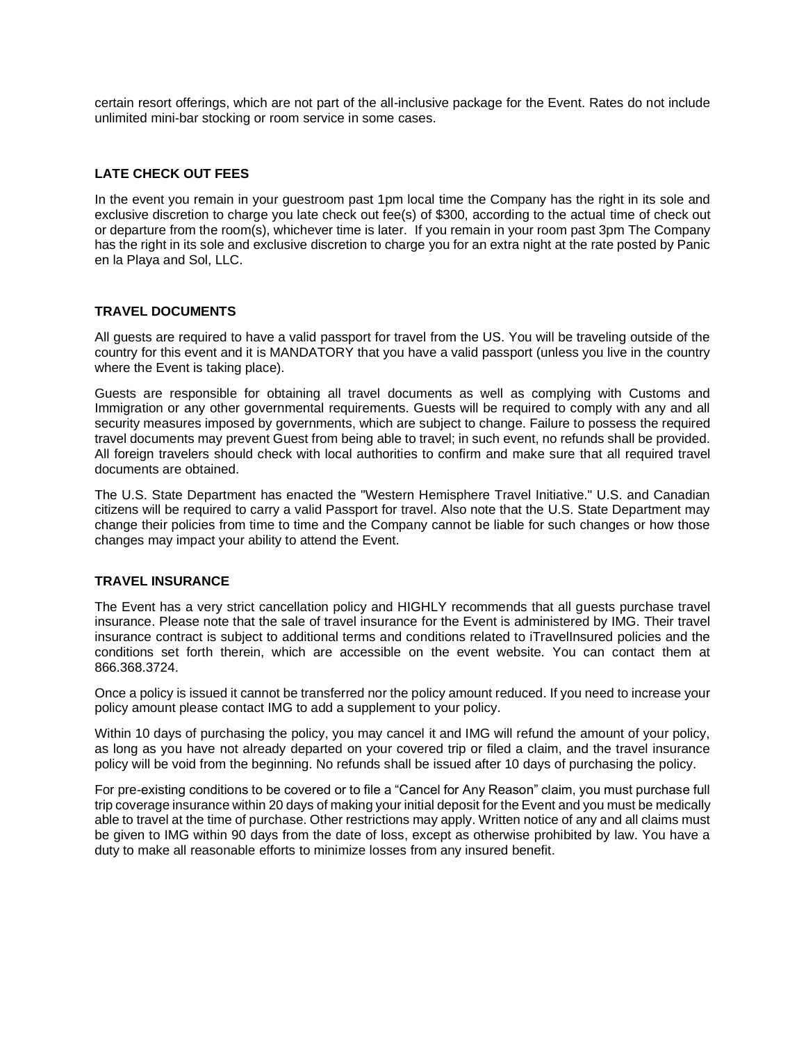certain resort offerings, which are not part of the all-inclusive package for the Event. Rates do not include unlimited mini-bar stocking or room service in some cases.

### LATE CHECK OUT FEES

In the event you remain in your guestroom past 1pm local time the Company has the right in its sole and exclusive discretion to charge you late check out fee(s) of $300, according to the actual time of check out or departure from the room(s), whichever time is later. If you remain in your room past 3pm The Company has the right in its sole and exclusive discretion to charge you for an extra night at the rate posted by Panic en la Playa and Sol, LLC.

### TRAVEL DOCUMENTS

All guests are required to have a valid passport for travel from the US. You will be traveling outside of the country for this event and it is MANDATORY that you have a valid passport (unless you live in the country where the Event is taking place).

Guests are responsible for obtaining all travel documents as well as complying with Customs and Immigration or any other governmental requirements. Guests will be required to comply with any and all security measures imposed by governments, which are subject to change. Failure to possess the required travel documents may prevent Guest from being able to travel; in such event, no refunds shall be provided. All foreign travelers should check with local authorities to confirm and make sure that all required travel documents are obtained.

The U.S. State Department has enacted the "Western Hemisphere Travel Initiative." U.S. and Canadian citizens will be required to carry a valid Passport for travel. Also note that the U.S. State Department may change their policies from time to time and the Company cannot be liable for such changes or how those changes may impact your ability to attend the Event.

### TRAVEL INSURANCE

The Event has a very strict cancellation policy and HIGHLY recommends that all guests purchase travel insurance. Please note that the sale of travel insurance for the Event is administered by IMG. Their travel insurance contract is subject to additional terms and conditions related to iTravelInsured policies and the conditions set forth therein, which are accessible on the event website. You can contact them at 866.368.3724.

Once a policy is issued it cannot be transferred nor the policy amount reduced. If you need to increase your policy amount please contact IMG to add a supplement to your policy.

Within 10 days of purchasing the policy, you may cancel it and IMG will refund the amount of your policy, as long as you have not already departed on your covered trip or filed a claim, and the travel insurance policy will be void from the beginning. No refunds shall be issued after 10 days of purchasing the policy.

For pre-existing conditions to be covered or to file a "Cancel for Any Reason" claim, you must purchase full trip coverage insurance within 20 days of making your initial deposit for the Event and you must be medically able to travel at the time of purchase. Other restrictions may apply. Written notice of any and all claims must be given to IMG within 90 days from the date of loss, except as otherwise prohibited by law. You have a duty to make all reasonable efforts to minimize losses from any insured benefit.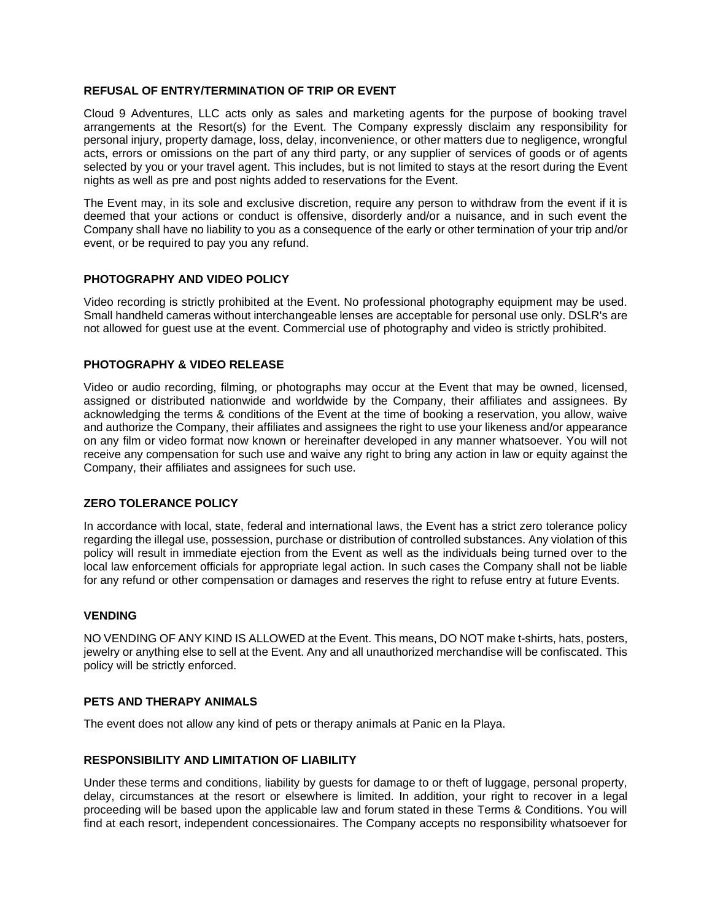## REFUSAL OF ENTRY/TERMINATION OF TRIP OR EVENT

Cloud 9 Adventures, LLC acts only as sales and marketing agents for the purpose of booking travel arrangements at the Resort(s) for the Event. The Company expressly disclaim any responsibility for personal injury, property damage, loss, delay, inconvenience, or other matters due to negligence, wrongful acts, errors or omissions on the part of any third party, or any supplier of services of goods or of agents selected by you or your travel agent. This includes, but is not limited to stays at the resort during the Event nights as well as pre and post nights added to reservations for the Event.

The Event may, in its sole and exclusive discretion, require any person to withdraw from the event if it is deemed that your actions or conduct is offensive, disorderly and/or a nuisance, and in such event the Company shall have no liability to you as a consequence of the early or other termination of your trip and/or event, or be required to pay you any refund.

## PHOTOGRAPHY AND VIDEO POLICY

Video recording is strictly prohibited at the Event. No professional photography equipment may be used. Small handheld cameras without interchangeable lenses are acceptable for personal use only. DSLR's are not allowed for guest use at the event. Commercial use of photography and video is strictly prohibited.

## PHOTOGRAPHY & VIDEO RELEASE

Video or audio recording, filming, or photographs may occur at the Event that may be owned, licensed, assigned or distributed nationwide and worldwide by the Company, their affiliates and assignees. By acknowledging the terms & conditions of the Event at the time of booking a reservation, you allow, waive and authorize the Company, their affiliates and assignees the right to use your likeness and/or appearance on any film or video format now known or hereinafter developed in any manner whatsoever. You will not receive any compensation for such use and waive any right to bring any action in law or equity against the Company, their affiliates and assignees for such use.

## ZERO TOLERANCE POLICY

In accordance with local, state, federal and international laws, the Event has a strict zero tolerance policy regarding the illegal use, possession, purchase or distribution of controlled substances. Any violation of this policy will result in immediate ejection from the Event as well as the individuals being turned over to the local law enforcement officials for appropriate legal action. In such cases the Company shall not be liable for any refund or other compensation or damages and reserves the right to refuse entry at future Events.

## VENDING

NO VENDING OF ANY KIND IS ALLOWED at the Event. This means, DO NOT make t-shirts, hats, posters, jewelry or anything else to sell at the Event. Any and all unauthorized merchandise will be confiscated. This policy will be strictly enforced.

## PETS AND THERAPY ANIMALS

The event does not allow any kind of pets or therapy animals at Panic en la Playa.

## RESPONSIBILITY AND LIMITATION OF LIABILITY

Under these terms and conditions, liability by guests for damage to or theft of luggage, personal property, delay, circumstances at the resort or elsewhere is limited. In addition, your right to recover in a legal proceeding will be based upon the applicable law and forum stated in these Terms & Conditions. You will find at each resort, independent concessionaires. The Company accepts no responsibility whatsoever for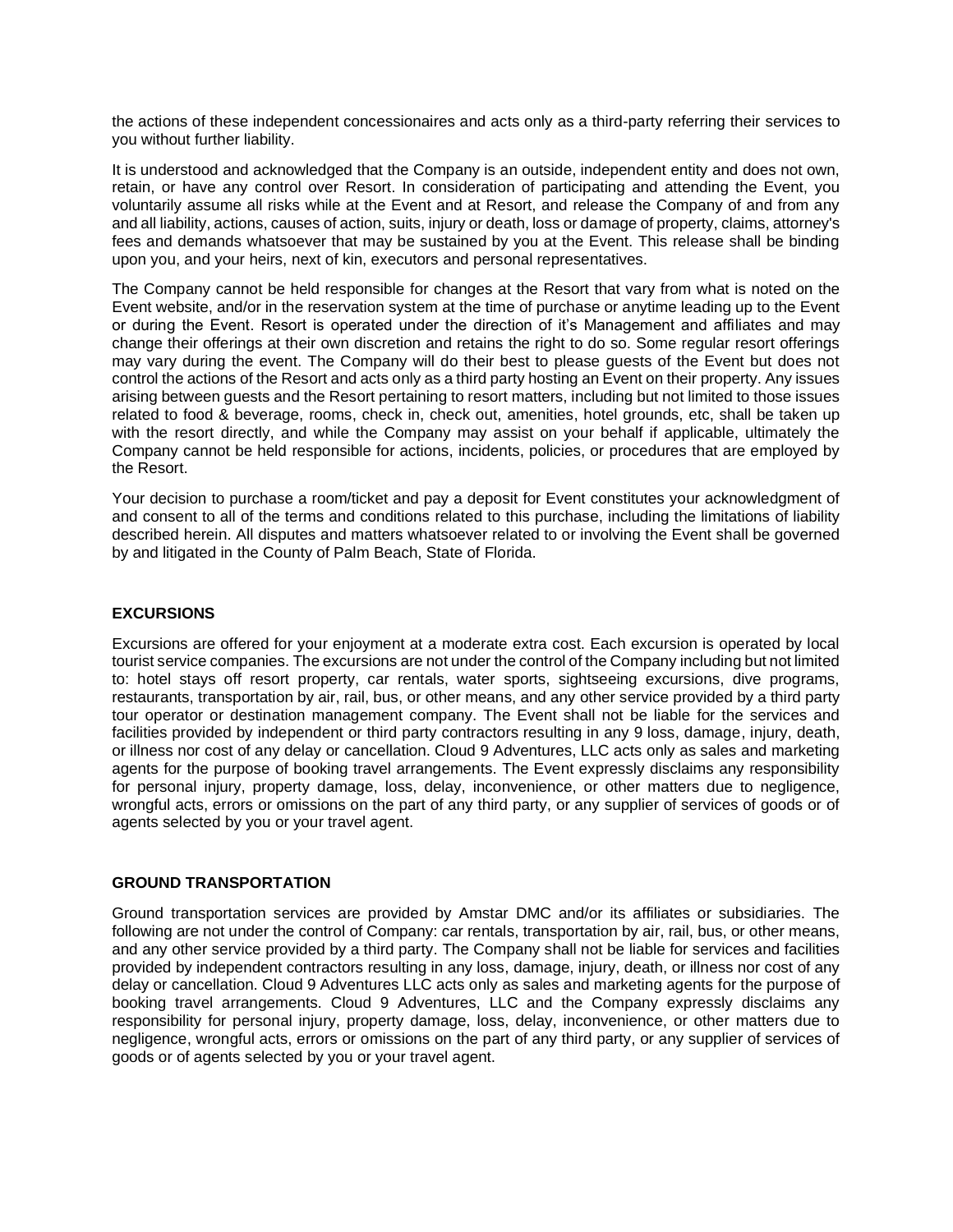the actions of these independent concessionaires and acts only as a third-party referring their services to you without further liability.

It is understood and acknowledged that the Company is an outside, independent entity and does not own, retain, or have any control over Resort. In consideration of participating and attending the Event, you voluntarily assume all risks while at the Event and at Resort, and release the Company of and from any and all liability, actions, causes of action, suits, injury or death, loss or damage of property, claims, attorney's fees and demands whatsoever that may be sustained by you at the Event. This release shall be binding upon you, and your heirs, next of kin, executors and personal representatives.

The Company cannot be held responsible for changes at the Resort that vary from what is noted on the Event website, and/or in the reservation system at the time of purchase or anytime leading up to the Event or during the Event. Resort is operated under the direction of it's Management and affiliates and may change their offerings at their own discretion and retains the right to do so. Some regular resort offerings may vary during the event. The Company will do their best to please guests of the Event but does not control the actions of the Resort and acts only as a third party hosting an Event on their property. Any issues arising between guests and the Resort pertaining to resort matters, including but not limited to those issues related to food & beverage, rooms, check in, check out, amenities, hotel grounds, etc, shall be taken up with the resort directly, and while the Company may assist on your behalf if applicable, ultimately the Company cannot be held responsible for actions, incidents, policies, or procedures that are employed by the Resort.

Your decision to purchase a room/ticket and pay a deposit for Event constitutes your acknowledgment of and consent to all of the terms and conditions related to this purchase, including the limitations of liability described herein. All disputes and matters whatsoever related to or involving the Event shall be governed by and litigated in the County of Palm Beach, State of Florida.

**EXCURSIONS**

Excursions are offered for your enjoyment at a moderate extra cost. Each excursion is operated by local tourist service companies. The excursions are not under the control of the Company including but not limited to: hotel stays off resort property, car rentals, water sports, sightseeing excursions, dive programs, restaurants, transportation by air, rail, bus, or other means, and any other service provided by a third party tour operator or destination management company. The Event shall not be liable for the services and facilities provided by independent or third party contractors resulting in any 9 loss, damage, injury, death, or illness nor cost of any delay or cancellation. Cloud 9 Adventures, LLC acts only as sales and marketing agents for the purpose of booking travel arrangements. The Event expressly disclaims any responsibility for personal injury, property damage, loss, delay, inconvenience, or other matters due to negligence, wrongful acts, errors or omissions on the part of any third party, or any supplier of services of goods or of agents selected by you or your travel agent.

**GROUND TRANSPORTATION**

Ground transportation services are provided by Amstar DMC and/or its affiliates or subsidiaries. The following are not under the control of Company: car rentals, transportation by air, rail, bus, or other means, and any other service provided by a third party. The Company shall not be liable for services and facilities provided by independent contractors resulting in any loss, damage, injury, death, or illness nor cost of any delay or cancellation. Cloud 9 Adventures LLC acts only as sales and marketing agents for the purpose of booking travel arrangements. Cloud 9 Adventures, LLC and the Company expressly disclaims any responsibility for personal injury, property damage, loss, delay, inconvenience, or other matters due to negligence, wrongful acts, errors or omissions on the part of any third party, or any supplier of services of goods or of agents selected by you or your travel agent.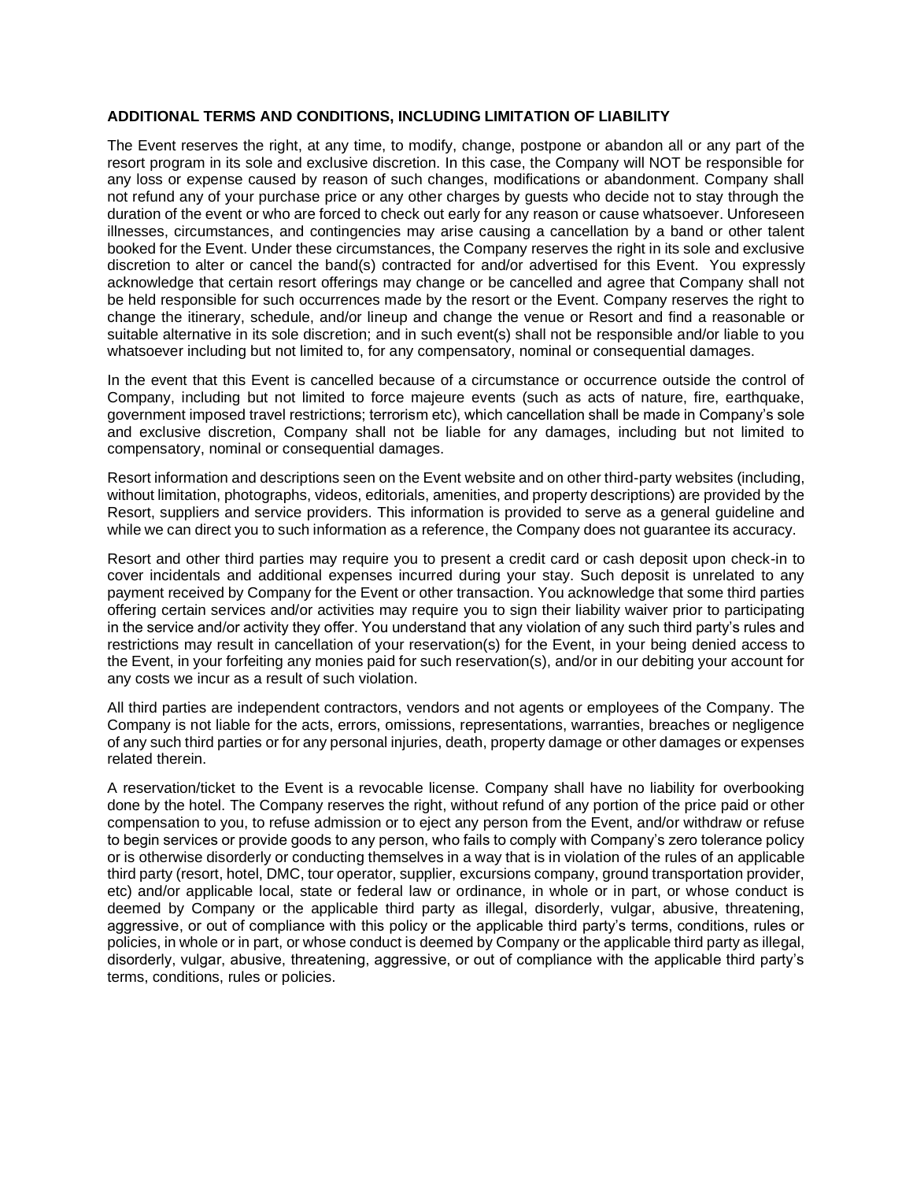**ADDITIONAL TERMS AND CONDITIONS, INCLUDING LIMITATION OF LIABILITY**

The Event reserves the right, at any time, to modify, change, postpone or abandon all or any part of the resort program in its sole and exclusive discretion. In this case, the Company will NOT be responsible for any loss or expense caused by reason of such changes, modifications or abandonment. Company shall not refund any of your purchase price or any other charges by guests who decide not to stay through the duration of the event or who are forced to check out early for any reason or cause whatsoever. Unforeseen illnesses, circumstances, and contingencies may arise causing a cancellation by a band or other talent booked for the Event. Under these circumstances, the Company reserves the right in its sole and exclusive discretion to alter or cancel the band(s) contracted for and/or advertised for this Event. You expressly acknowledge that certain resort offerings may change or be cancelled and agree that Company shall not be held responsible for such occurrences made by the resort or the Event. Company reserves the right to change the itinerary, schedule, and/or lineup and change the venue or Resort and find a reasonable or suitable alternative in its sole discretion; and in such event(s) shall not be responsible and/or liable to you whatsoever including but not limited to, for any compensatory, nominal or consequential damages.

In the event that this Event is cancelled because of a circumstance or occurrence outside the control of Company, including but not limited to force majeure events (such as acts of nature, fire, earthquake, government imposed travel restrictions; terrorism etc), which cancellation shall be made in Company's sole and exclusive discretion, Company shall not be liable for any damages, including but not limited to compensatory, nominal or consequential damages.

Resort information and descriptions seen on the Event website and on other third-party websites (including, without limitation, photographs, videos, editorials, amenities, and property descriptions) are provided by the Resort, suppliers and service providers. This information is provided to serve as a general guideline and while we can direct you to such information as a reference, the Company does not guarantee its accuracy.

Resort and other third parties may require you to present a credit card or cash deposit upon check-in to cover incidentals and additional expenses incurred during your stay. Such deposit is unrelated to any payment received by Company for the Event or other transaction. You acknowledge that some third parties offering certain services and/or activities may require you to sign their liability waiver prior to participating in the service and/or activity they offer. You understand that any violation of any such third party's rules and restrictions may result in cancellation of your reservation(s) for the Event, in your being denied access to the Event, in your forfeiting any monies paid for such reservation(s), and/or in our debiting your account for any costs we incur as a result of such violation.

All third parties are independent contractors, vendors and not agents or employees of the Company. The Company is not liable for the acts, errors, omissions, representations, warranties, breaches or negligence of any such third parties or for any personal injuries, death, property damage or other damages or expenses related therein.

A reservation/ticket to the Event is a revocable license. Company shall have no liability for overbooking done by the hotel. The Company reserves the right, without refund of any portion of the price paid or other compensation to you, to refuse admission or to eject any person from the Event, and/or withdraw or refuse to begin services or provide goods to any person, who fails to comply with Company's zero tolerance policy or is otherwise disorderly or conducting themselves in a way that is in violation of the rules of an applicable third party (resort, hotel, DMC, tour operator, supplier, excursions company, ground transportation provider, etc) and/or applicable local, state or federal law or ordinance, in whole or in part, or whose conduct is deemed by Company or the applicable third party as illegal, disorderly, vulgar, abusive, threatening, aggressive, or out of compliance with this policy or the applicable third party's terms, conditions, rules or policies, in whole or in part, or whose conduct is deemed by Company or the applicable third party as illegal, disorderly, vulgar, abusive, threatening, aggressive, or out of compliance with the applicable third party's terms, conditions, rules or policies.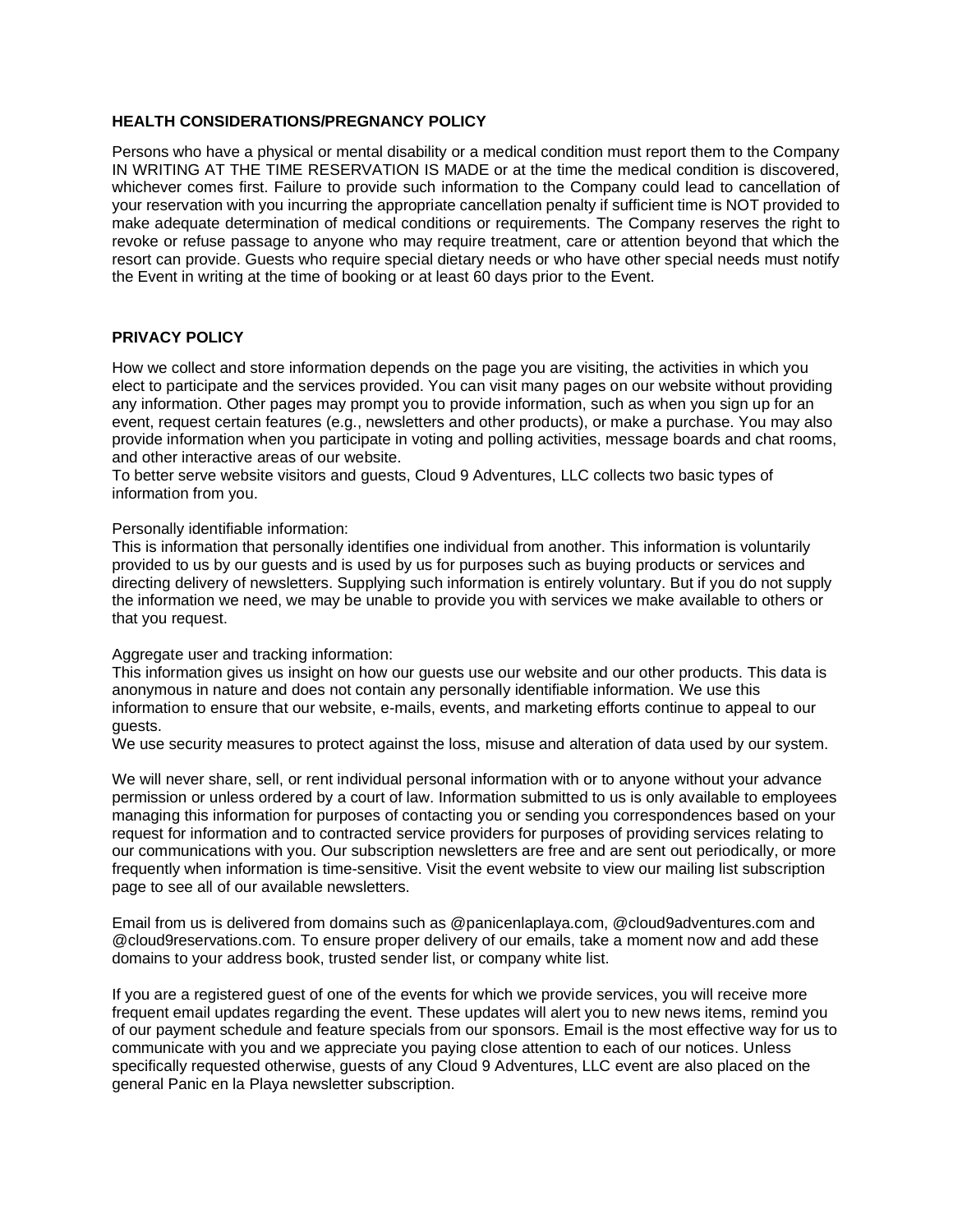**HEALTH CONSIDERATIONS/PREGNANCY POLICY**

Persons who have a physical or mental disability or a medical condition must report them to the Company IN WRITING AT THE TIME RESERVATION IS MADE or at the time the medical condition is discovered, whichever comes first. Failure to provide such information to the Company could lead to cancellation of your reservation with you incurring the appropriate cancellation penalty if sufficient time is NOT provided to make adequate determination of medical conditions or requirements. The Company reserves the right to revoke or refuse passage to anyone who may require treatment, care or attention beyond that which the resort can provide. Guests who require special dietary needs or who have other special needs must notify the Event in writing at the time of booking or at least 60 days prior to the Event.

**PRIVACY POLICY**

How we collect and store information depends on the page you are visiting, the activities in which you elect to participate and the services provided. You can visit many pages on our website without providing any information. Other pages may prompt you to provide information, such as when you sign up for an event, request certain features (e.g., newsletters and other products), or make a purchase. You may also provide information when you participate in voting and polling activities, message boards and chat rooms, and other interactive areas of our website.
To better serve website visitors and guests, Cloud 9 Adventures, LLC collects two basic types of information from you.

Personally identifiable information:
This is information that personally identifies one individual from another. This information is voluntarily provided to us by our guests and is used by us for purposes such as buying products or services and directing delivery of newsletters. Supplying such information is entirely voluntary. But if you do not supply the information we need, we may be unable to provide you with services we make available to others or that you request.

Aggregate user and tracking information:
This information gives us insight on how our guests use our website and our other products. This data is anonymous in nature and does not contain any personally identifiable information. We use this information to ensure that our website, e-mails, events, and marketing efforts continue to appeal to our guests.
We use security measures to protect against the loss, misuse and alteration of data used by our system.

We will never share, sell, or rent individual personal information with or to anyone without your advance permission or unless ordered by a court of law. Information submitted to us is only available to employees managing this information for purposes of contacting you or sending you correspondences based on your request for information and to contracted service providers for purposes of providing services relating to our communications with you. Our subscription newsletters are free and are sent out periodically, or more frequently when information is time-sensitive. Visit the event website to view our mailing list subscription page to see all of our available newsletters.

Email from us is delivered from domains such as @panicenlaplaya.com, @cloud9adventures.com and @cloud9reservations.com. To ensure proper delivery of our emails, take a moment now and add these domains to your address book, trusted sender list, or company white list.

If you are a registered guest of one of the events for which we provide services, you will receive more frequent email updates regarding the event. These updates will alert you to new news items, remind you of our payment schedule and feature specials from our sponsors. Email is the most effective way for us to communicate with you and we appreciate you paying close attention to each of our notices. Unless specifically requested otherwise, guests of any Cloud 9 Adventures, LLC event are also placed on the general Panic en la Playa newsletter subscription.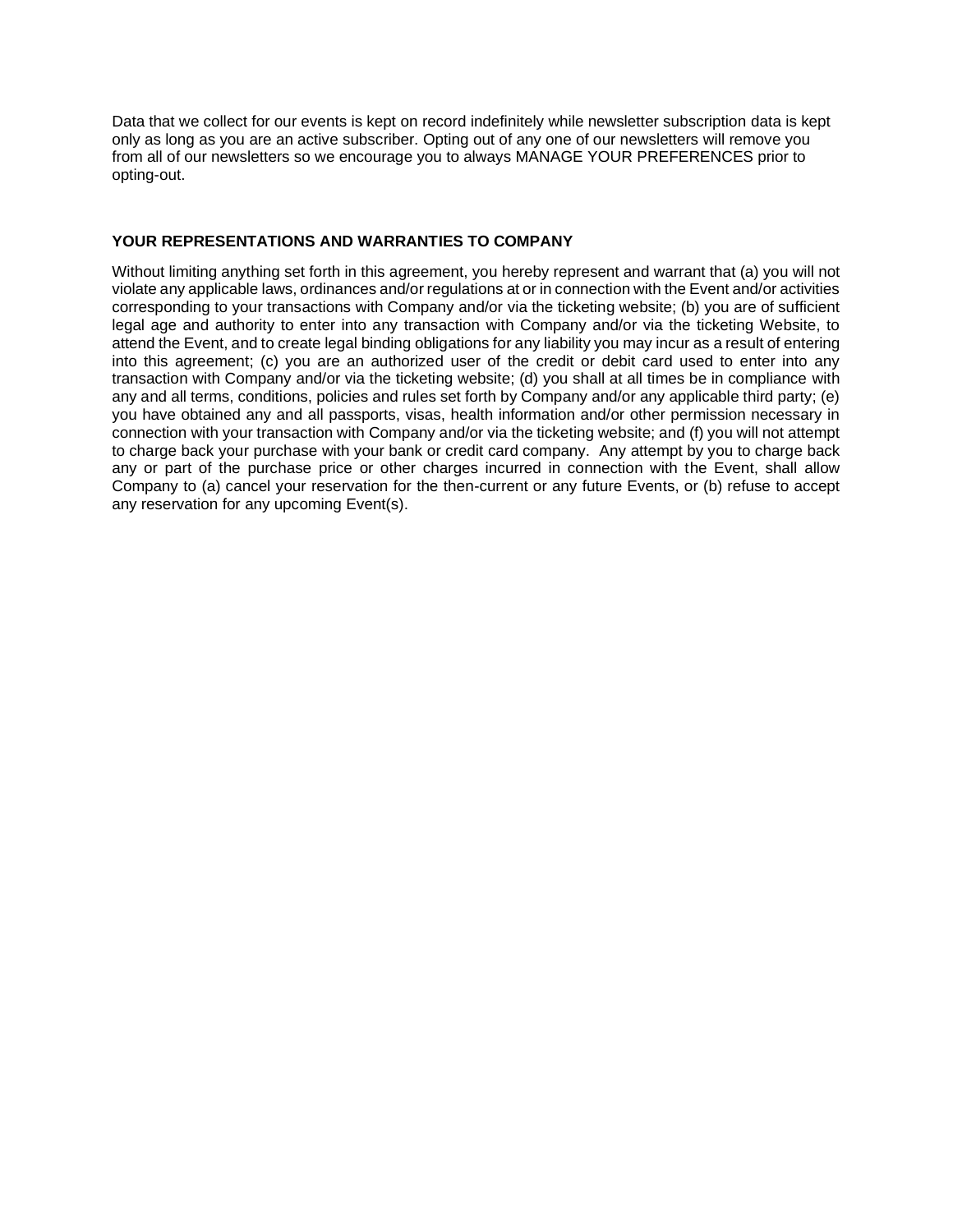Data that we collect for our events is kept on record indefinitely while newsletter subscription data is kept only as long as you are an active subscriber. Opting out of any one of our newsletters will remove you from all of our newsletters so we encourage you to always MANAGE YOUR PREFERENCES prior to opting-out.

## YOUR REPRESENTATIONS AND WARRANTIES TO COMPANY

Without limiting anything set forth in this agreement, you hereby represent and warrant that (a) you will not violate any applicable laws, ordinances and/or regulations at or in connection with the Event and/or activities corresponding to your transactions with Company and/or via the ticketing website; (b) you are of sufficient legal age and authority to enter into any transaction with Company and/or via the ticketing Website, to attend the Event, and to create legal binding obligations for any liability you may incur as a result of entering into this agreement; (c) you are an authorized user of the credit or debit card used to enter into any transaction with Company and/or via the ticketing website; (d) you shall at all times be in compliance with any and all terms, conditions, policies and rules set forth by Company and/or any applicable third party; (e) you have obtained any and all passports, visas, health information and/or other permission necessary in connection with your transaction with Company and/or via the ticketing website; and (f) you will not attempt to charge back your purchase with your bank or credit card company. Any attempt by you to charge back any or part of the purchase price or other charges incurred in connection with the Event, shall allow Company to (a) cancel your reservation for the then-current or any future Events, or (b) refuse to accept any reservation for any upcoming Event(s).